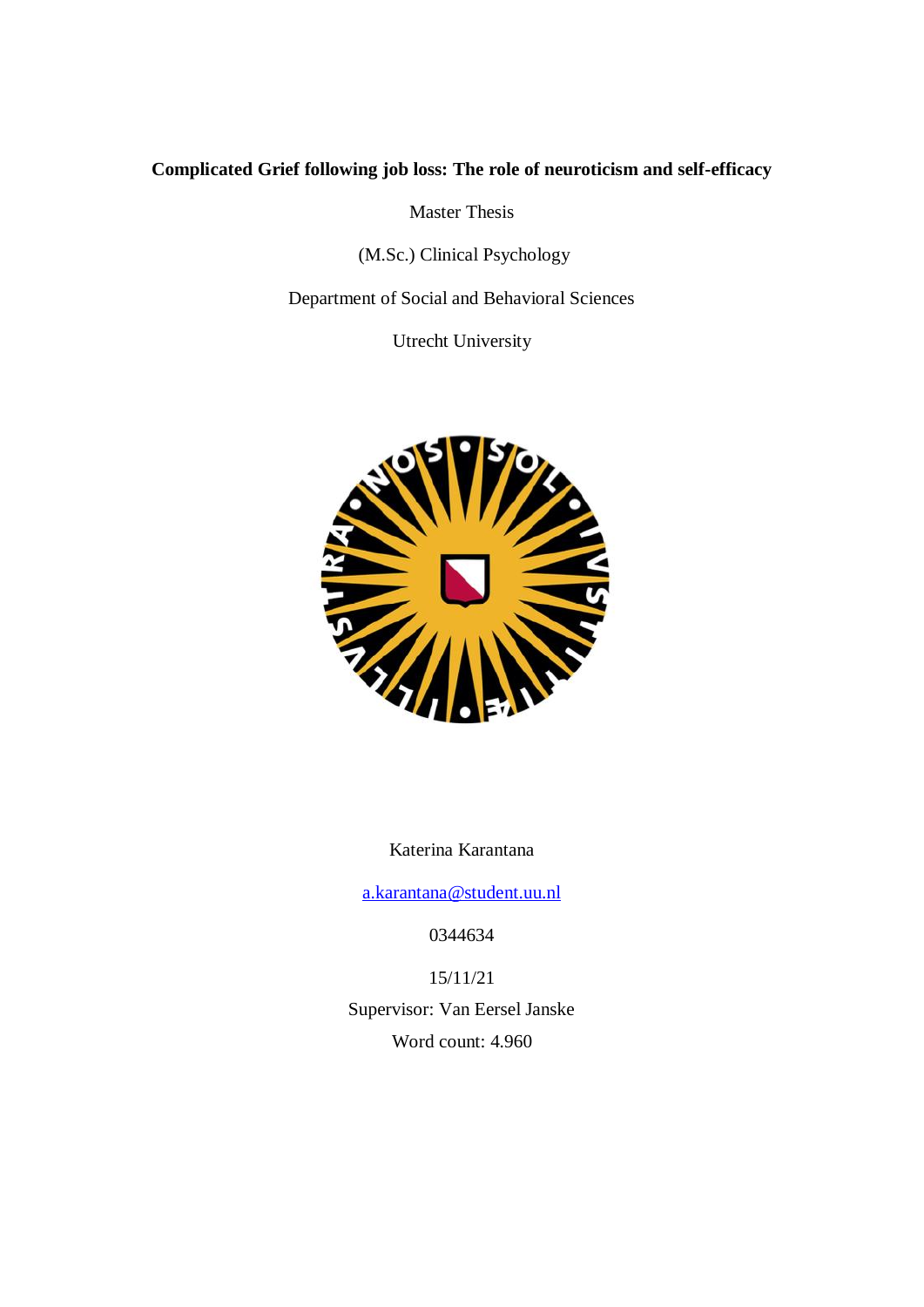**Complicated Grief following job loss: The role of neuroticism and self-efficacy**

Master Thesis

(M.Sc.) Clinical Psychology

Department of Social and Behavioral Sciences

Utrecht University

Katerina Karantana

a.karantana@student.uu.nl

0344634

15/11/21

Supervisor: Van Eersel Janske

Word count: 4.960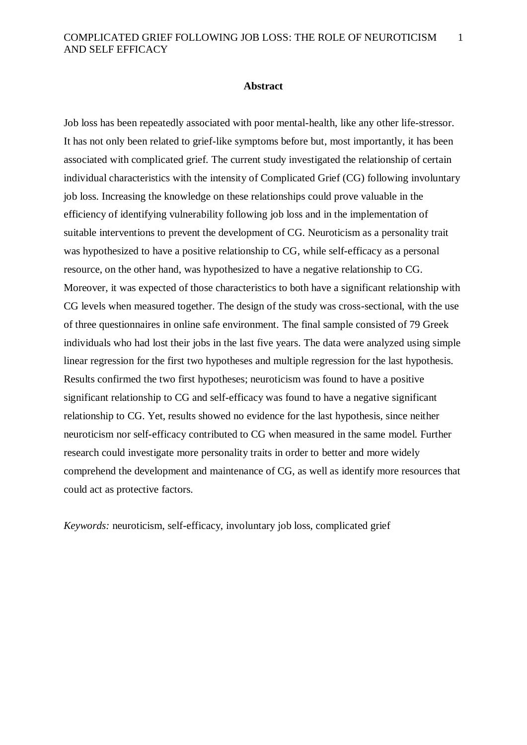# Abstract

Job loss has been repeatedly associated with poor mental-health, like any other life-stressor. It has not only been related to grief-like symptoms before but, most importantly, it has been associated with complicated grief. The current study investigated the relationship of certain individual characteristics with the intensity of Complicated Grief (CG) following involuntary job loss. Increasing the knowledge on these relationships could prove valuable in the efficiency of identifying vulnerability following job loss and in the implementation of suitable interventions to prevent the development of CG. Neuroticism as a personality trait was hypothesized to have a positive relationship to CG, while self-efficacy as a personal resource, on the other hand, was hypothesized to have a negative relationship to CG. Moreover, it was expected of those characteristics to both have a significant relationship with CG levels when measured together. The design of the study was cross-sectional, with the use of three questionnaires in online safe environment. The final sample consisted of 79 Greek individuals who had lost their jobs in the last five years. The data were analyzed using simple linear regression for the first two hypotheses and multiple regression for the last hypothesis. Results confirmed the two first hypotheses; neuroticism was found to have a positive significant relationship to CG and self-efficacy was found to have a negative significant relationship to CG. Yet, results showed no evidence for the last hypothesis, since neither neuroticism nor self-efficacy contributed to CG when measured in the same model. Further research could investigate more personality traits in order to better and more widely comprehend the development and maintenance of CG, as well as identify more resources that could act as protective factors.

*Keywords:* neuroticism, self-efficacy, involuntary job loss, complicated grief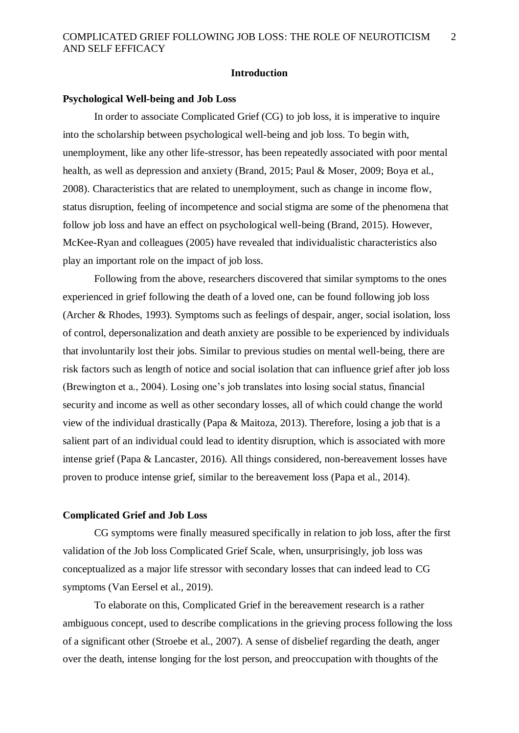## Introduction

### Psychological Well-being and Job Loss

In order to associate Complicated Grief (CG) to job loss, it is imperative to inquire into the scholarship between psychological well-being and job loss. To begin with, unemployment, like any other life-stressor, has been repeatedly associated with poor mental health, as well as depression and anxiety (Brand, 2015; Paul & Moser, 2009; Boya et al., 2008). Characteristics that are related to unemployment, such as change in income flow, status disruption, feeling of incompetence and social stigma are some of the phenomena that follow job loss and have an effect on psychological well-being (Brand, 2015). However, McKee-Ryan and colleagues (2005) have revealed that individualistic characteristics also play an important role on the impact of job loss.

Following from the above, researchers discovered that similar symptoms to the ones experienced in grief following the death of a loved one, can be found following job loss (Archer & Rhodes, 1993). Symptoms such as feelings of despair, anger, social isolation, loss of control, depersonalization and death anxiety are possible to be experienced by individuals that involuntarily lost their jobs. Similar to previous studies on mental well-being, there are risk factors such as length of notice and social isolation that can influence grief after job loss (Brewington et a., 2004). Losing one's job translates into losing social status, financial security and income as well as other secondary losses, all of which could change the world view of the individual drastically (Papa & Maitoza, 2013). Therefore, losing a job that is a salient part of an individual could lead to identity disruption, which is associated with more intense grief (Papa & Lancaster, 2016). All things considered, non-bereavement losses have proven to produce intense grief, similar to the bereavement loss (Papa et al., 2014).

### Complicated Grief and Job Loss

CG symptoms were finally measured specifically in relation to job loss, after the first validation of the Job loss Complicated Grief Scale, when, unsurprisingly, job loss was conceptualized as a major life stressor with secondary losses that can indeed lead to CG symptoms (Van Eersel et al., 2019).

To elaborate on this, Complicated Grief in the bereavement research is a rather ambiguous concept, used to describe complications in the grieving process following the loss of a significant other (Stroebe et al., 2007). A sense of disbelief regarding the death, anger over the death, intense longing for the lost person, and preoccupation with thoughts of the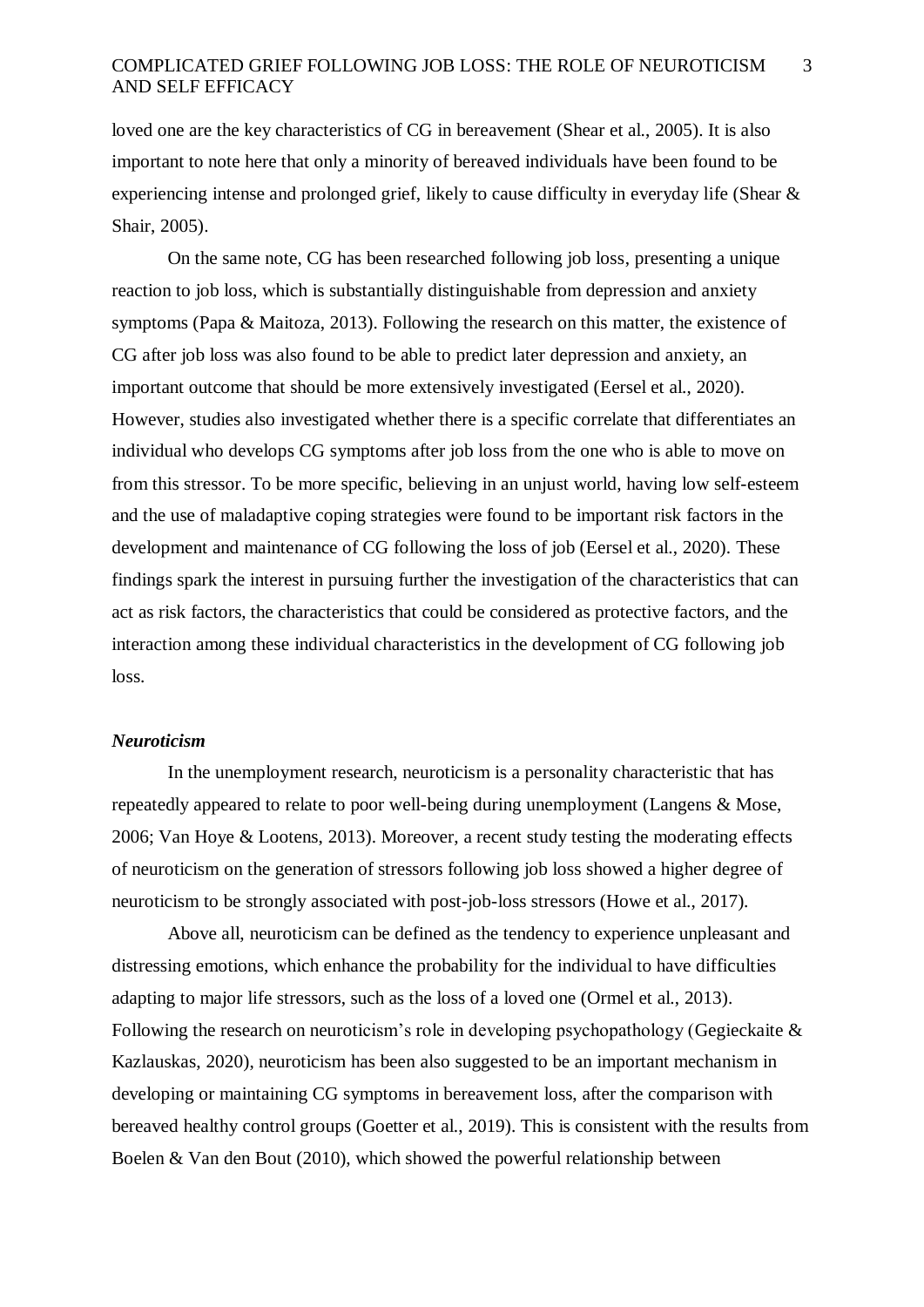loved one are the key characteristics of CG in bereavement (Shear et al., 2005). It is also important to note here that only a minority of bereaved individuals have been found to be experiencing intense and prolonged grief, likely to cause difficulty in everyday life (Shear & Shair, 2005).

On the same note, CG has been researched following job loss, presenting a unique reaction to job loss, which is substantially distinguishable from depression and anxiety symptoms (Papa & Maitoza, 2013). Following the research on this matter, the existence of CG after job loss was also found to be able to predict later depression and anxiety, an important outcome that should be more extensively investigated (Eersel et al., 2020). However, studies also investigated whether there is a specific correlate that differentiates an individual who develops CG symptoms after job loss from the one who is able to move on from this stressor. To be more specific, believing in an unjust world, having low self-esteem and the use of maladaptive coping strategies were found to be important risk factors in the development and maintenance of CG following the loss of job (Eersel et al., 2020). These findings spark the interest in pursuing further the investigation of the characteristics that can act as risk factors, the characteristics that could be considered as protective factors, and the interaction among these individual characteristics in the development of CG following job loss.

### *Neuroticism*

In the unemployment research, neuroticism is a personality characteristic that has repeatedly appeared to relate to poor well-being during unemployment (Langens & Mose, 2006; Van Hoye & Lootens, 2013). Moreover, a recent study testing the moderating effects of neuroticism on the generation of stressors following job loss showed a higher degree of neuroticism to be strongly associated with post-job-loss stressors (Howe et al., 2017).

Above all, neuroticism can be defined as the tendency to experience unpleasant and distressing emotions, which enhance the probability for the individual to have difficulties adapting to major life stressors, such as the loss of a loved one (Ormel et al., 2013). Following the research on neuroticism's role in developing psychopathology (Gegieckaite & Kazlauskas, 2020), neuroticism has been also suggested to be an important mechanism in developing or maintaining CG symptoms in bereavement loss, after the comparison with bereaved healthy control groups (Goetter et al., 2019). This is consistent with the results from Boelen & Van den Bout (2010), which showed the powerful relationship between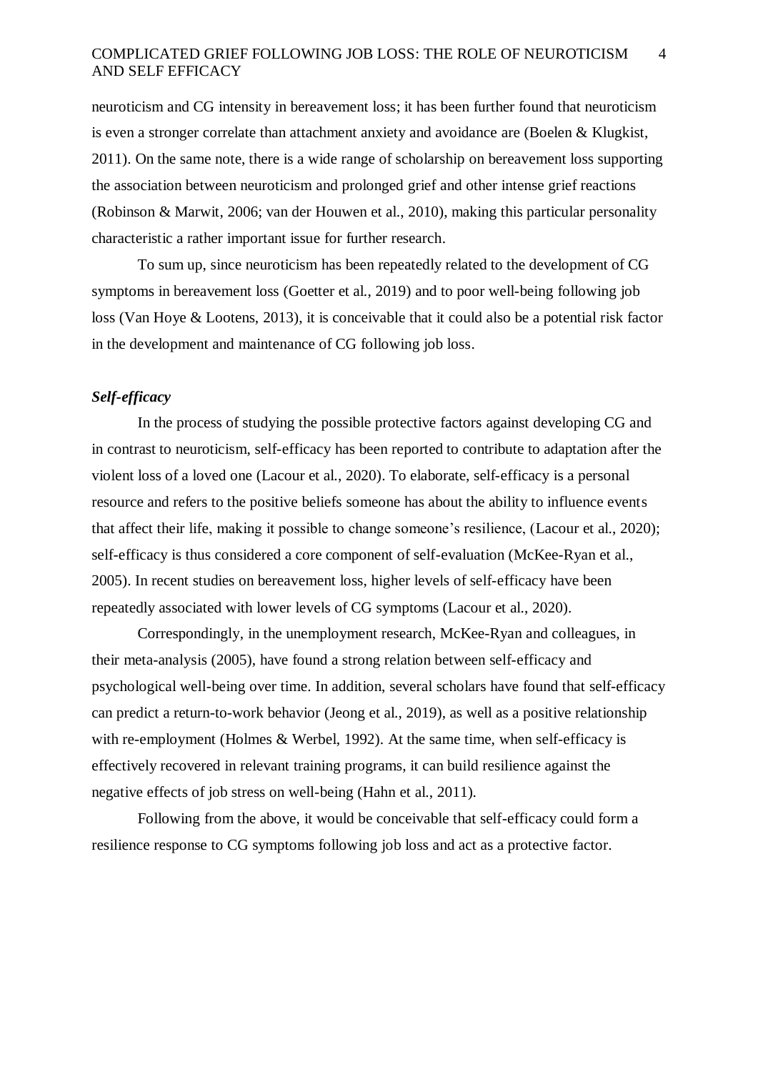neuroticism and CG intensity in bereavement loss; it has been further found that neuroticism is even a stronger correlate than attachment anxiety and avoidance are (Boelen & Klugkist, 2011). On the same note, there is a wide range of scholarship on bereavement loss supporting the association between neuroticism and prolonged grief and other intense grief reactions (Robinson & Marwit, 2006; van der Houwen et al., 2010), making this particular personality characteristic a rather important issue for further research.

To sum up, since neuroticism has been repeatedly related to the development of CG symptoms in bereavement loss (Goetter et al., 2019) and to poor well-being following job loss (Van Hoye & Lootens, 2013), it is conceivable that it could also be a potential risk factor in the development and maintenance of CG following job loss.

### *Self-efficacy*

In the process of studying the possible protective factors against developing CG and in contrast to neuroticism, self-efficacy has been reported to contribute to adaptation after the violent loss of a loved one (Lacour et al., 2020). To elaborate, self-efficacy is a personal resource and refers to the positive beliefs someone has about the ability to influence events that affect their life, making it possible to change someone's resilience, (Lacour et al., 2020); self-efficacy is thus considered a core component of self-evaluation (McKee-Ryan et al., 2005). In recent studies on bereavement loss, higher levels of self-efficacy have been repeatedly associated with lower levels of CG symptoms (Lacour et al., 2020).

Correspondingly, in the unemployment research, McKee-Ryan and colleagues, in their meta-analysis (2005), have found a strong relation between self-efficacy and psychological well-being over time. In addition, several scholars have found that self-efficacy can predict a return-to-work behavior (Jeong et al., 2019), as well as a positive relationship with re-employment (Holmes & Werbel, 1992). At the same time, when self-efficacy is effectively recovered in relevant training programs, it can build resilience against the negative effects of job stress on well-being (Hahn et al., 2011).

Following from the above, it would be conceivable that self-efficacy could form a resilience response to CG symptoms following job loss and act as a protective factor.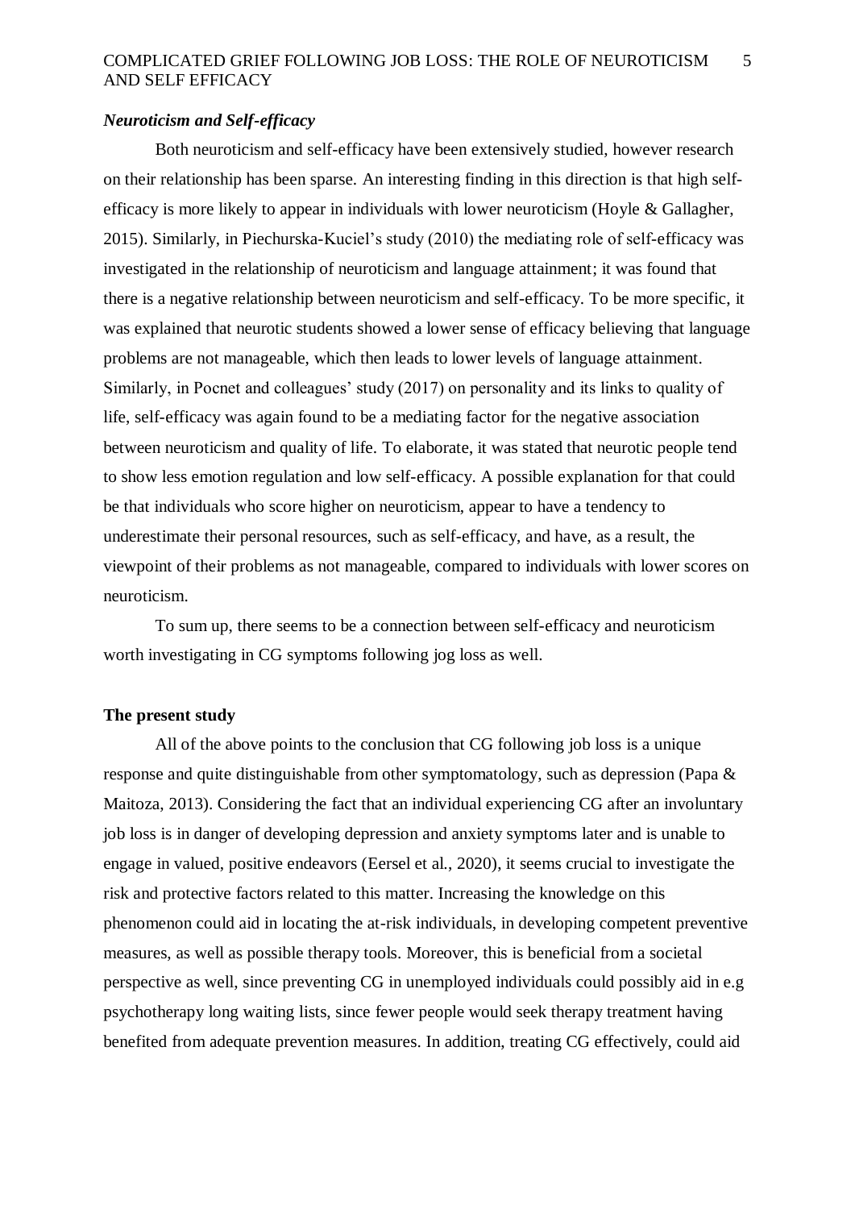### *Neuroticism and Self-efficacy*

Both neuroticism and self-efficacy have been extensively studied, however research on their relationship has been sparse. An interesting finding in this direction is that high self-efficacy is more likely to appear in individuals with lower neuroticism (Hoyle & Gallagher, 2015). Similarly, in Piechurska-Kuciel's study (2010) the mediating role of self-efficacy was investigated in the relationship of neuroticism and language attainment; it was found that there is a negative relationship between neuroticism and self-efficacy. To be more specific, it was explained that neurotic students showed a lower sense of efficacy believing that language problems are not manageable, which then leads to lower levels of language attainment. Similarly, in Pocnet and colleagues' study (2017) on personality and its links to quality of life, self-efficacy was again found to be a mediating factor for the negative association between neuroticism and quality of life. To elaborate, it was stated that neurotic people tend to show less emotion regulation and low self-efficacy. A possible explanation for that could be that individuals who score higher on neuroticism, appear to have a tendency to underestimate their personal resources, such as self-efficacy, and have, as a result, the viewpoint of their problems as not manageable, compared to individuals with lower scores on neuroticism.

To sum up, there seems to be a connection between self-efficacy and neuroticism worth investigating in CG symptoms following jog loss as well.

## The present study

All of the above points to the conclusion that CG following job loss is a unique response and quite distinguishable from other symptomatology, such as depression (Papa & Maitoza, 2013). Considering the fact that an individual experiencing CG after an involuntary job loss is in danger of developing depression and anxiety symptoms later and is unable to engage in valued, positive endeavors (Eersel et al., 2020), it seems crucial to investigate the risk and protective factors related to this matter. Increasing the knowledge on this phenomenon could aid in locating the at-risk individuals, in developing competent preventive measures, as well as possible therapy tools. Moreover, this is beneficial from a societal perspective as well, since preventing CG in unemployed individuals could possibly aid in e.g psychotherapy long waiting lists, since fewer people would seek therapy treatment having benefited from adequate prevention measures. In addition, treating CG effectively, could aid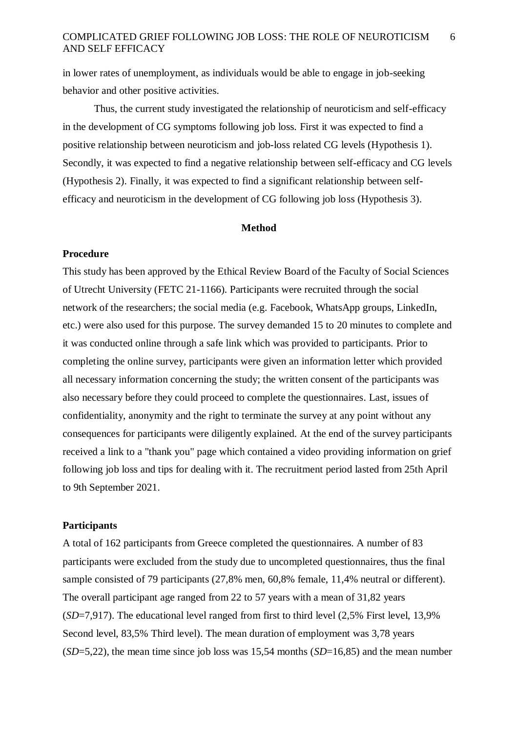in lower rates of unemployment, as individuals would be able to engage in job-seeking behavior and other positive activities.

Thus, the current study investigated the relationship of neuroticism and self-efficacy in the development of CG symptoms following job loss. First it was expected to find a positive relationship between neuroticism and job-loss related CG levels (Hypothesis 1). Secondly, it was expected to find a negative relationship between self-efficacy and CG levels (Hypothesis 2). Finally, it was expected to find a significant relationship between self-efficacy and neuroticism in the development of CG following job loss (Hypothesis 3).

## Method

### Procedure

This study has been approved by the Ethical Review Board of the Faculty of Social Sciences of Utrecht University (FETC 21-1166). Participants were recruited through the social network of the researchers; the social media (e.g. Facebook, WhatsApp groups, LinkedIn, etc.) were also used for this purpose. The survey demanded 15 to 20 minutes to complete and it was conducted online through a safe link which was provided to participants. Prior to completing the online survey, participants were given an information letter which provided all necessary information concerning the study; the written consent of the participants was also necessary before they could proceed to complete the questionnaires. Last, issues of confidentiality, anonymity and the right to terminate the survey at any point without any consequences for participants were diligently explained. At the end of the survey participants received a link to a "thank you" page which contained a video providing information on grief following job loss and tips for dealing with it. The recruitment period lasted from 25th April to 9th September 2021.

### Participants

A total of 162 participants from Greece completed the questionnaires. A number of 83 participants were excluded from the study due to uncompleted questionnaires, thus the final sample consisted of 79 participants (27,8% men, 60,8% female, 11,4% neutral or different). The overall participant age ranged from 22 to 57 years with a mean of 31,82 years (*SD*=7,917). The educational level ranged from first to third level (2,5% First level, 13,9% Second level, 83,5% Third level). The mean duration of employment was 3,78 years (*SD*=5,22), the mean time since job loss was 15,54 months (*SD*=16,85) and the mean number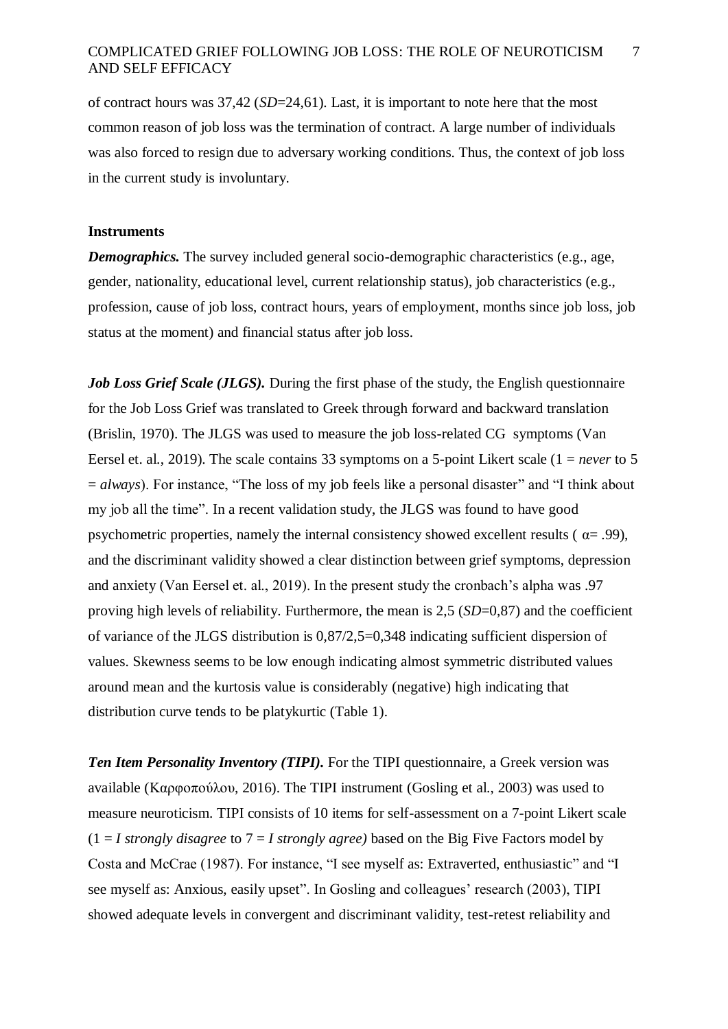of contract hours was 37,42 (*SD*=24,61). Last, it is important to note here that the most common reason of job loss was the termination of contract. A large number of individuals was also forced to resign due to adversary working conditions. Thus, the context of job loss in the current study is involuntary.

**Instruments**

***Demographics.*** The survey included general socio-demographic characteristics (e.g., age, gender, nationality, educational level, current relationship status), job characteristics (e.g., profession, cause of job loss, contract hours, years of employment, months since job loss, job status at the moment) and financial status after job loss.

***Job Loss Grief Scale (JLGS).*** During the first phase of the study, the English questionnaire for the Job Loss Grief was translated to Greek through forward and backward translation (Brislin, 1970). The JLGS was used to measure the job loss-related CG symptoms (Van Eersel et. al., 2019). The scale contains 33 symptoms on a 5-point Likert scale (1 = *never* to 5 = *always*). For instance, "The loss of my job feels like a personal disaster" and "I think about my job all the time". In a recent validation study, the JLGS was found to have good psychometric properties, namely the internal consistency showed excellent results ( $\alpha$= .99), and the discriminant validity showed a clear distinction between grief symptoms, depression and anxiety (Van Eersel et. al., 2019). In the present study the cronbach's alpha was .97 proving high levels of reliability. Furthermore, the mean is 2,5 (*SD*=0,87) and the coefficient of variance of the JLGS distribution is 0,87/2,5=0,348 indicating sufficient dispersion of values. Skewness seems to be low enough indicating almost symmetric distributed values around mean and the kurtosis value is considerably (negative) high indicating that distribution curve tends to be platykurtic (Table 1).

***Ten Item Personality Inventory (TIPI).*** For the TIPI questionnaire, a Greek version was available (Καρφοπούλου, 2016). The TIPI instrument (Gosling et al., 2003) was used to measure neuroticism. TIPI consists of 10 items for self-assessment on a 7-point Likert scale (1 = *I strongly disagree* to 7 = *I strongly agree)* based on the Big Five Factors model by Costa and McCrae (1987). For instance, "I see myself as: Extraverted, enthusiastic" and "I see myself as: Anxious, easily upset". In Gosling and colleagues' research (2003), TIPI showed adequate levels in convergent and discriminant validity, test-retest reliability and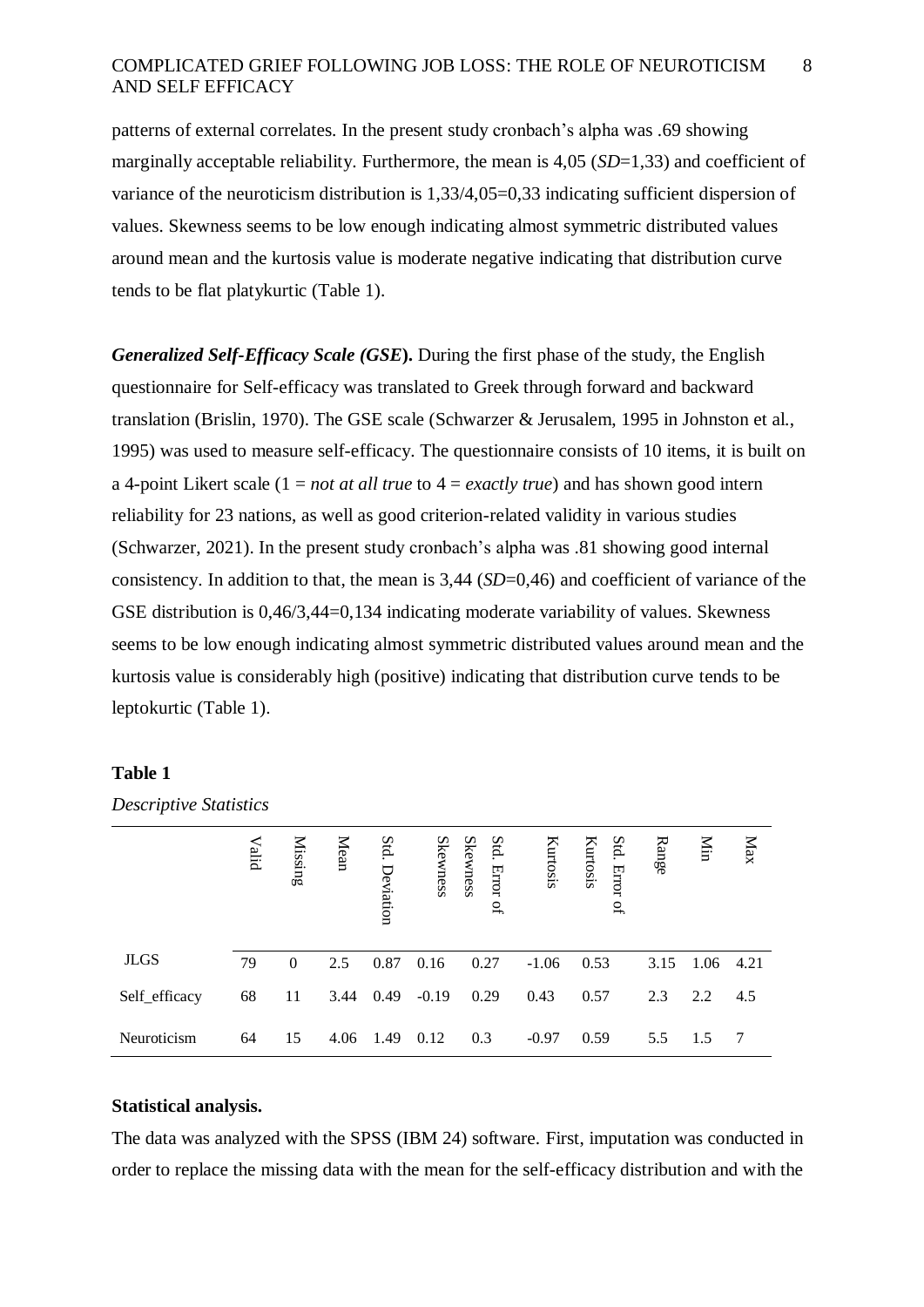patterns of external correlates. In the present study cronbach's alpha was .69 showing marginally acceptable reliability. Furthermore, the mean is 4,05 (*SD*=1,33) and coefficient of variance of the neuroticism distribution is 1,33/4,05=0,33 indicating sufficient dispersion of values. Skewness seems to be low enough indicating almost symmetric distributed values around mean and the kurtosis value is moderate negative indicating that distribution curve tends to be flat platykurtic (Table 1).

***Generalized Self-Efficacy Scale (GSE*).** During the first phase of the study, the English questionnaire for Self-efficacy was translated to Greek through forward and backward translation (Brislin, 1970). The GSE scale (Schwarzer & Jerusalem, 1995 in Johnston et al., 1995) was used to measure self-efficacy. The questionnaire consists of 10 items, it is built on a 4-point Likert scale (1 = *not at all true* to 4 = *exactly true*) and has shown good intern reliability for 23 nations, as well as good criterion-related validity in various studies (Schwarzer, 2021). In the present study cronbach's alpha was .81 showing good internal consistency. In addition to that, the mean is 3,44 (*SD*=0,46) and coefficient of variance of the GSE distribution is 0,46/3,44=0,134 indicating moderate variability of values. Skewness seems to be low enough indicating almost symmetric distributed values around mean and the kurtosis value is considerably high (positive) indicating that distribution curve tends to be leptokurtic (Table 1).

**Table 1**

*Descriptive Statistics*

| | Valid | Missing | Mean | Std. Deviation | Skewness | Skewness Std. Error of | Kurtosis | Kurtosis Std. Error of | Range | Min | Max |
|---|---|---|---|---|---|---|---|---|---|---|---|
| JLGS | 79 | 0 | 2.5 | 0.87 | 0.16 | 0.27 | -1.06 | 0.53 | 3.15 | 1.06 | 4.21 |
| Self_efficacy | 68 | 11 | 3.44 | 0.49 | -0.19 | 0.29 | 0.43 | 0.57 | 2.3 | 2.2 | 4.5 |
| Neuroticism | 64 | 15 | 4.06 | 1.49 | 0.12 | 0.3 | -0.97 | 0.59 | 5.5 | 1.5 | 7 |

**Statistical analysis.**

The data was analyzed with the SPSS (IBM 24) software. First, imputation was conducted in order to replace the missing data with the mean for the self-efficacy distribution and with the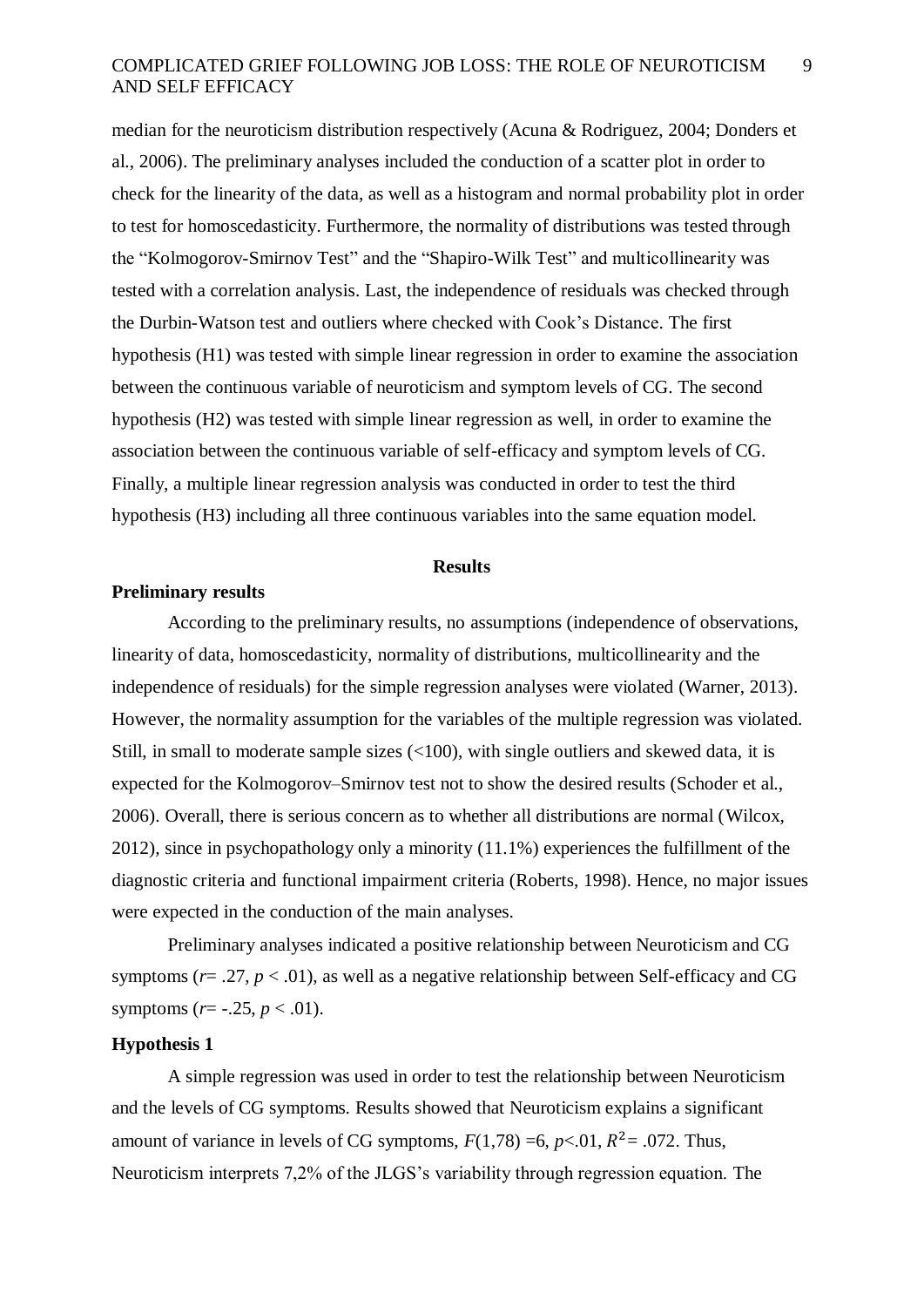median for the neuroticism distribution respectively (Acuna & Rodriguez, 2004; Donders et al., 2006). The preliminary analyses included the conduction of a scatter plot in order to check for the linearity of the data, as well as a histogram and normal probability plot in order to test for homoscedasticity. Furthermore, the normality of distributions was tested through the "Kolmogorov-Smirnov Test" and the "Shapiro-Wilk Test" and multicollinearity was tested with a correlation analysis. Last, the independence of residuals was checked through the Durbin-Watson test and outliers where checked with Cook's Distance. The first hypothesis (H1) was tested with simple linear regression in order to examine the association between the continuous variable of neuroticism and symptom levels of CG. The second hypothesis (H2) was tested with simple linear regression as well, in order to examine the association between the continuous variable of self-efficacy and symptom levels of CG. Finally, a multiple linear regression analysis was conducted in order to test the third hypothesis (H3) including all three continuous variables into the same equation model.

## Results

### Preliminary results

According to the preliminary results, no assumptions (independence of observations, linearity of data, homoscedasticity, normality of distributions, multicollinearity and the independence of residuals) for the simple regression analyses were violated (Warner, 2013). However, the normality assumption for the variables of the multiple regression was violated. Still, in small to moderate sample sizes (<100), with single outliers and skewed data, it is expected for the Kolmogorov–Smirnov test not to show the desired results (Schoder et al., 2006). Overall, there is serious concern as to whether all distributions are normal (Wilcox, 2012), since in psychopathology only a minority (11.1%) experiences the fulfillment of the diagnostic criteria and functional impairment criteria (Roberts, 1998). Hence, no major issues were expected in the conduction of the main analyses.

Preliminary analyses indicated a positive relationship between Neuroticism and CG symptoms ($r$= .27, $p < .01$), as well as a negative relationship between Self-efficacy and CG symptoms ($r$= -.25, $p < .01$).

### Hypothesis 1

A simple regression was used in order to test the relationship between Neuroticism and the levels of CG symptoms. Results showed that Neuroticism explains a significant amount of variance in levels of CG symptoms, $F(1,78)$ =6, $p$<.01, $R^2$= .072. Thus, Neuroticism interprets 7,2% of the JLGS's variability through regression equation. The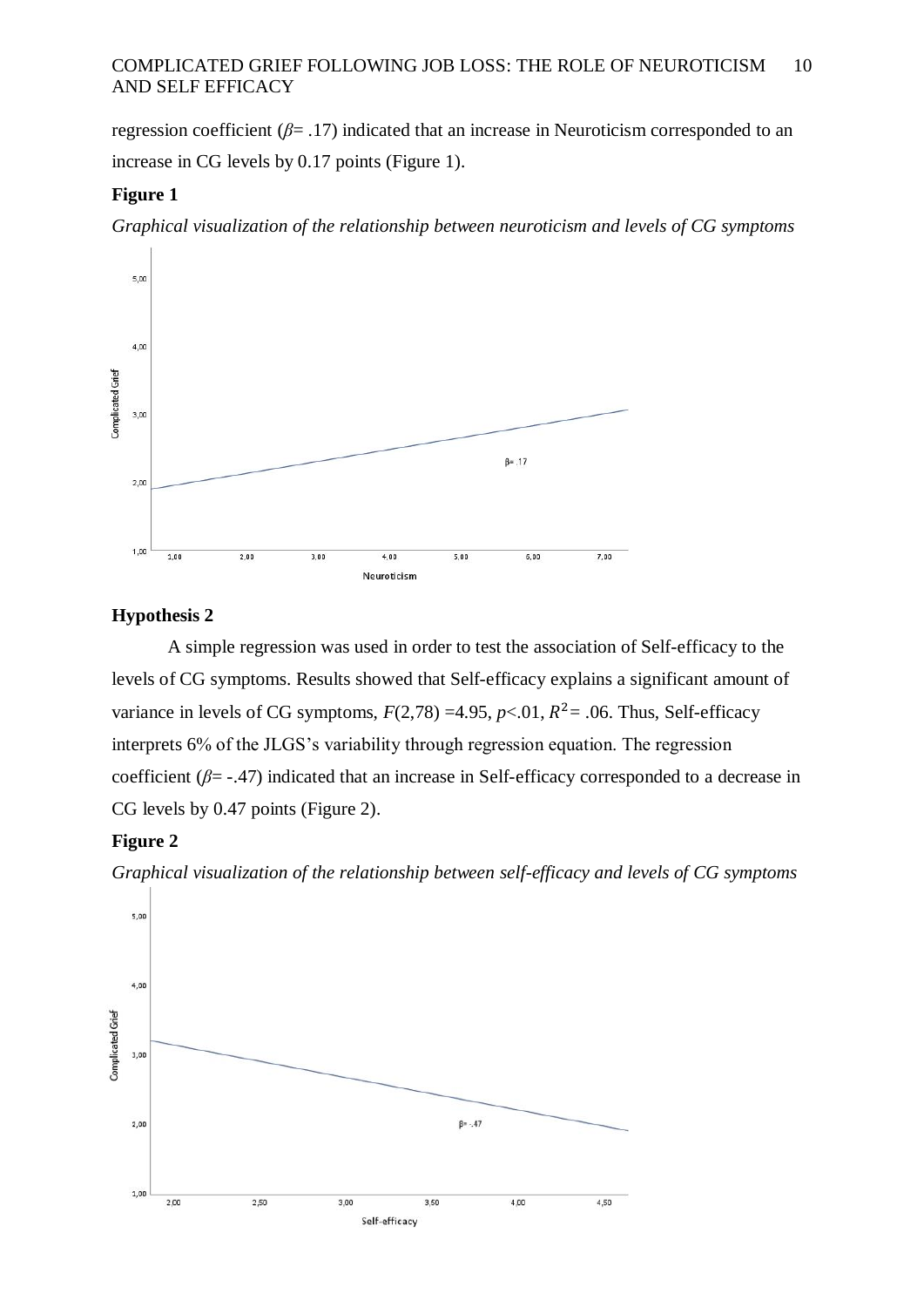regression coefficient ($\beta$= .17) indicated that an increase in Neuroticism corresponded to an increase in CG levels by 0.17 points (Figure 1).

**Figure 1**

*Graphical visualization of the relationship between neuroticism and levels of CG symptoms*

### Hypothesis 2

A simple regression was used in order to test the association of Self-efficacy to the levels of CG symptoms. Results showed that Self-efficacy explains a significant amount of variance in levels of CG symptoms, $F(2,78)$ =4.95, $p$<.01, $R^2$= .06. Thus, Self-efficacy interprets 6% of the JLGS's variability through regression equation. The regression coefficient ($\beta$= -.47) indicated that an increase in Self-efficacy corresponded to a decrease in CG levels by 0.47 points (Figure 2).

**Figure 2**

*Graphical visualization of the relationship between self-efficacy and levels of CG symptoms*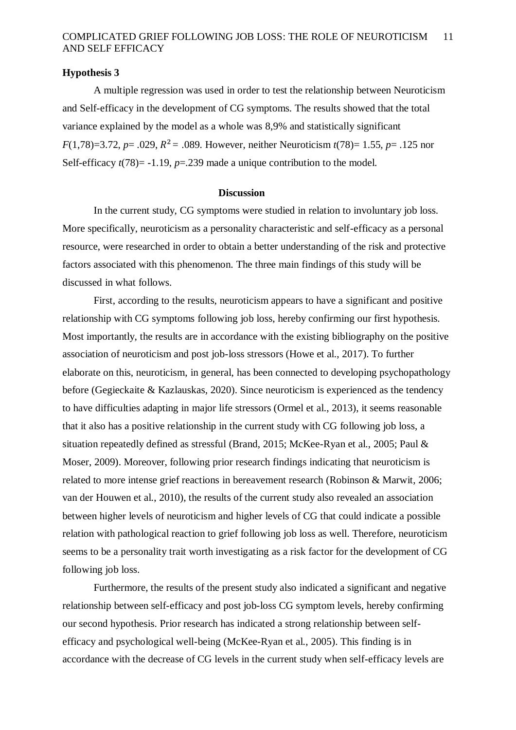### Hypothesis 3

A multiple regression was used in order to test the relationship between Neuroticism and Self-efficacy in the development of CG symptoms. The results showed that the total variance explained by the model as a whole was 8,9% and statistically significant $F(1,78)=3.72$, $p= .029$, $R^2 = .089$. However, neither Neuroticism $t(78)= 1.55$, $p= .125$ nor Self-efficacy $t(78)= -1.19$, $p=.239$ made a unique contribution to the model.

## Discussion

In the current study, CG symptoms were studied in relation to involuntary job loss. More specifically, neuroticism as a personality characteristic and self-efficacy as a personal resource, were researched in order to obtain a better understanding of the risk and protective factors associated with this phenomenon. The three main findings of this study will be discussed in what follows.

First, according to the results, neuroticism appears to have a significant and positive relationship with CG symptoms following job loss, hereby confirming our first hypothesis. Most importantly, the results are in accordance with the existing bibliography on the positive association of neuroticism and post job-loss stressors (Howe et al., 2017). To further elaborate on this, neuroticism, in general, has been connected to developing psychopathology before (Gegieckaite & Kazlauskas, 2020). Since neuroticism is experienced as the tendency to have difficulties adapting in major life stressors (Ormel et al., 2013), it seems reasonable that it also has a positive relationship in the current study with CG following job loss, a situation repeatedly defined as stressful (Brand, 2015; McKee-Ryan et al., 2005; Paul & Moser, 2009). Moreover, following prior research findings indicating that neuroticism is related to more intense grief reactions in bereavement research (Robinson & Marwit, 2006; van der Houwen et al., 2010), the results of the current study also revealed an association between higher levels of neuroticism and higher levels of CG that could indicate a possible relation with pathological reaction to grief following job loss as well. Therefore, neuroticism seems to be a personality trait worth investigating as a risk factor for the development of CG following job loss.

Furthermore, the results of the present study also indicated a significant and negative relationship between self-efficacy and post job-loss CG symptom levels, hereby confirming our second hypothesis. Prior research has indicated a strong relationship between self-efficacy and psychological well-being (McKee-Ryan et al., 2005). This finding is in accordance with the decrease of CG levels in the current study when self-efficacy levels are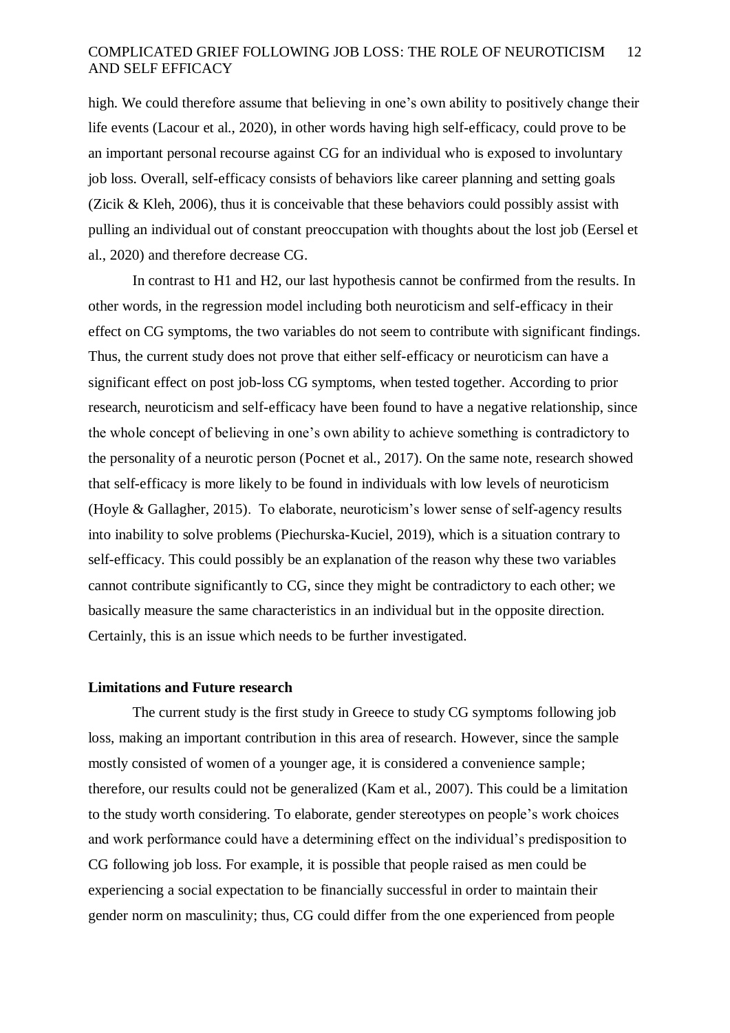high. We could therefore assume that believing in one's own ability to positively change their life events (Lacour et al., 2020), in other words having high self-efficacy, could prove to be an important personal recourse against CG for an individual who is exposed to involuntary job loss. Overall, self-efficacy consists of behaviors like career planning and setting goals (Zicik & Kleh, 2006), thus it is conceivable that these behaviors could possibly assist with pulling an individual out of constant preoccupation with thoughts about the lost job (Eersel et al., 2020) and therefore decrease CG.

In contrast to H1 and H2, our last hypothesis cannot be confirmed from the results. In other words, in the regression model including both neuroticism and self-efficacy in their effect on CG symptoms, the two variables do not seem to contribute with significant findings. Thus, the current study does not prove that either self-efficacy or neuroticism can have a significant effect on post job-loss CG symptoms, when tested together. According to prior research, neuroticism and self-efficacy have been found to have a negative relationship, since the whole concept of believing in one's own ability to achieve something is contradictory to the personality of a neurotic person (Pocnet et al., 2017). On the same note, research showed that self-efficacy is more likely to be found in individuals with low levels of neuroticism (Hoyle & Gallagher, 2015). To elaborate, neuroticism's lower sense of self-agency results into inability to solve problems (Piechurska-Kuciel, 2019), which is a situation contrary to self-efficacy. This could possibly be an explanation of the reason why these two variables cannot contribute significantly to CG, since they might be contradictory to each other; we basically measure the same characteristics in an individual but in the opposite direction. Certainly, this is an issue which needs to be further investigated.

**Limitations and Future research**

The current study is the first study in Greece to study CG symptoms following job loss, making an important contribution in this area of research. However, since the sample mostly consisted of women of a younger age, it is considered a convenience sample; therefore, our results could not be generalized (Kam et al., 2007). This could be a limitation to the study worth considering. To elaborate, gender stereotypes on people's work choices and work performance could have a determining effect on the individual's predisposition to CG following job loss. For example, it is possible that people raised as men could be experiencing a social expectation to be financially successful in order to maintain their gender norm on masculinity; thus, CG could differ from the one experienced from people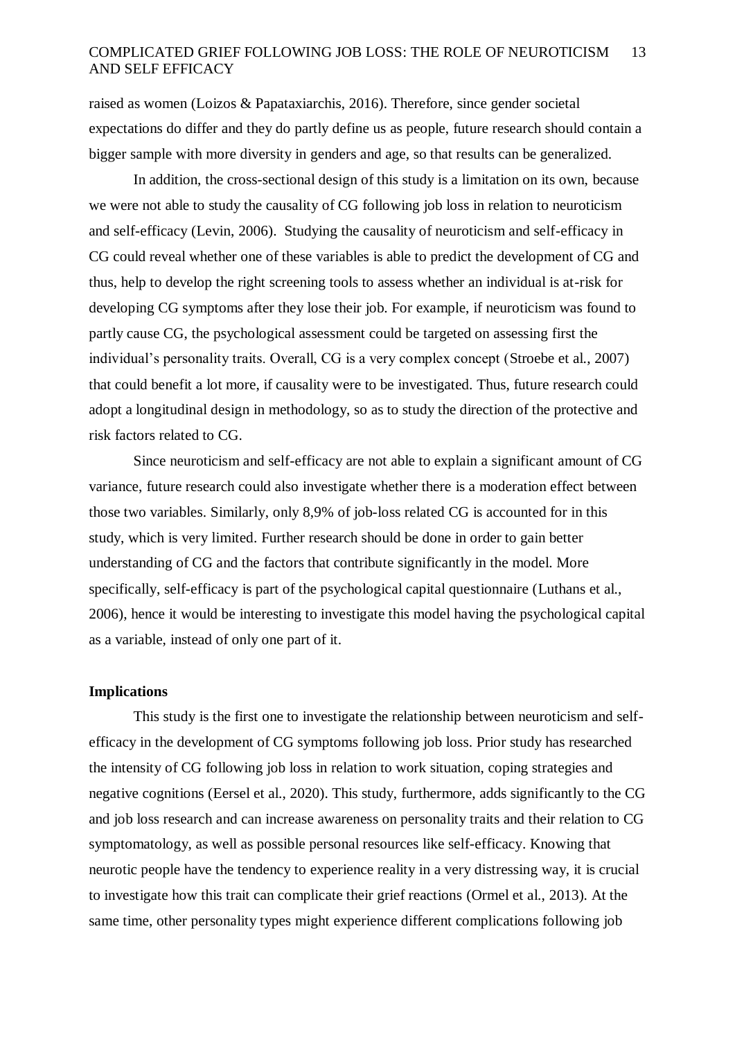raised as women (Loizos & Papataxiarchis, 2016). Therefore, since gender societal expectations do differ and they do partly define us as people, future research should contain a bigger sample with more diversity in genders and age, so that results can be generalized.

In addition, the cross-sectional design of this study is a limitation on its own, because we were not able to study the causality of CG following job loss in relation to neuroticism and self-efficacy (Levin, 2006). Studying the causality of neuroticism and self-efficacy in CG could reveal whether one of these variables is able to predict the development of CG and thus, help to develop the right screening tools to assess whether an individual is at-risk for developing CG symptoms after they lose their job. For example, if neuroticism was found to partly cause CG, the psychological assessment could be targeted on assessing first the individual's personality traits. Overall, CG is a very complex concept (Stroebe et al., 2007) that could benefit a lot more, if causality were to be investigated. Thus, future research could adopt a longitudinal design in methodology, so as to study the direction of the protective and risk factors related to CG.

Since neuroticism and self-efficacy are not able to explain a significant amount of CG variance, future research could also investigate whether there is a moderation effect between those two variables. Similarly, only 8,9% of job-loss related CG is accounted for in this study, which is very limited. Further research should be done in order to gain better understanding of CG and the factors that contribute significantly in the model. More specifically, self-efficacy is part of the psychological capital questionnaire (Luthans et al., 2006), hence it would be interesting to investigate this model having the psychological capital as a variable, instead of only one part of it.

## Implications

This study is the first one to investigate the relationship between neuroticism and self-efficacy in the development of CG symptoms following job loss. Prior study has researched the intensity of CG following job loss in relation to work situation, coping strategies and negative cognitions (Eersel et al., 2020). This study, furthermore, adds significantly to the CG and job loss research and can increase awareness on personality traits and their relation to CG symptomatology, as well as possible personal resources like self-efficacy. Knowing that neurotic people have the tendency to experience reality in a very distressing way, it is crucial to investigate how this trait can complicate their grief reactions (Ormel et al., 2013). At the same time, other personality types might experience different complications following job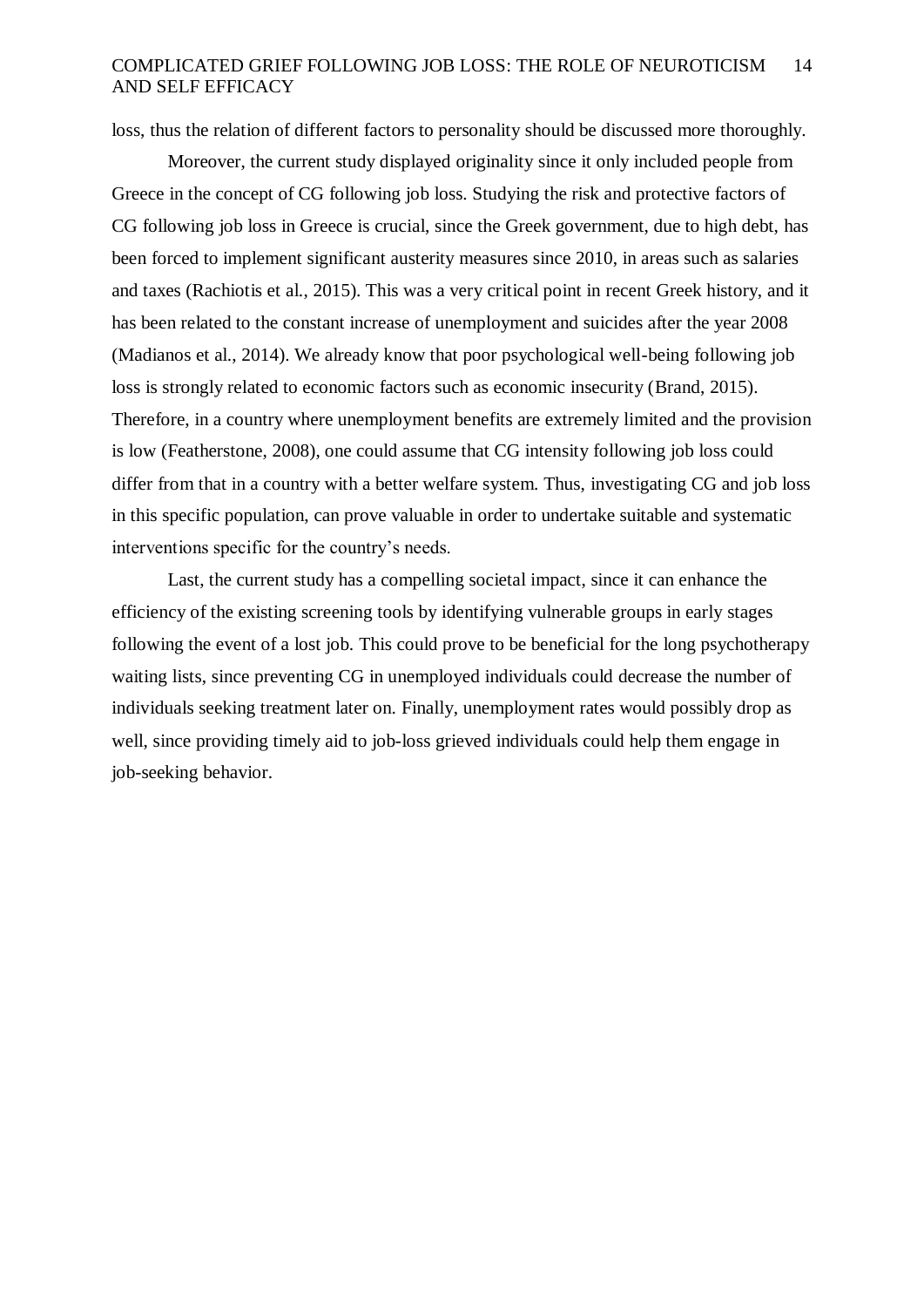loss, thus the relation of different factors to personality should be discussed more thoroughly.

Moreover, the current study displayed originality since it only included people from Greece in the concept of CG following job loss. Studying the risk and protective factors of CG following job loss in Greece is crucial, since the Greek government, due to high debt, has been forced to implement significant austerity measures since 2010, in areas such as salaries and taxes (Rachiotis et al., 2015). This was a very critical point in recent Greek history, and it has been related to the constant increase of unemployment and suicides after the year 2008 (Madianos et al., 2014). We already know that poor psychological well-being following job loss is strongly related to economic factors such as economic insecurity (Brand, 2015). Therefore, in a country where unemployment benefits are extremely limited and the provision is low (Featherstone, 2008), one could assume that CG intensity following job loss could differ from that in a country with a better welfare system. Thus, investigating CG and job loss in this specific population, can prove valuable in order to undertake suitable and systematic interventions specific for the country's needs.

Last, the current study has a compelling societal impact, since it can enhance the efficiency of the existing screening tools by identifying vulnerable groups in early stages following the event of a lost job. This could prove to be beneficial for the long psychotherapy waiting lists, since preventing CG in unemployed individuals could decrease the number of individuals seeking treatment later on. Finally, unemployment rates would possibly drop as well, since providing timely aid to job-loss grieved individuals could help them engage in job-seeking behavior.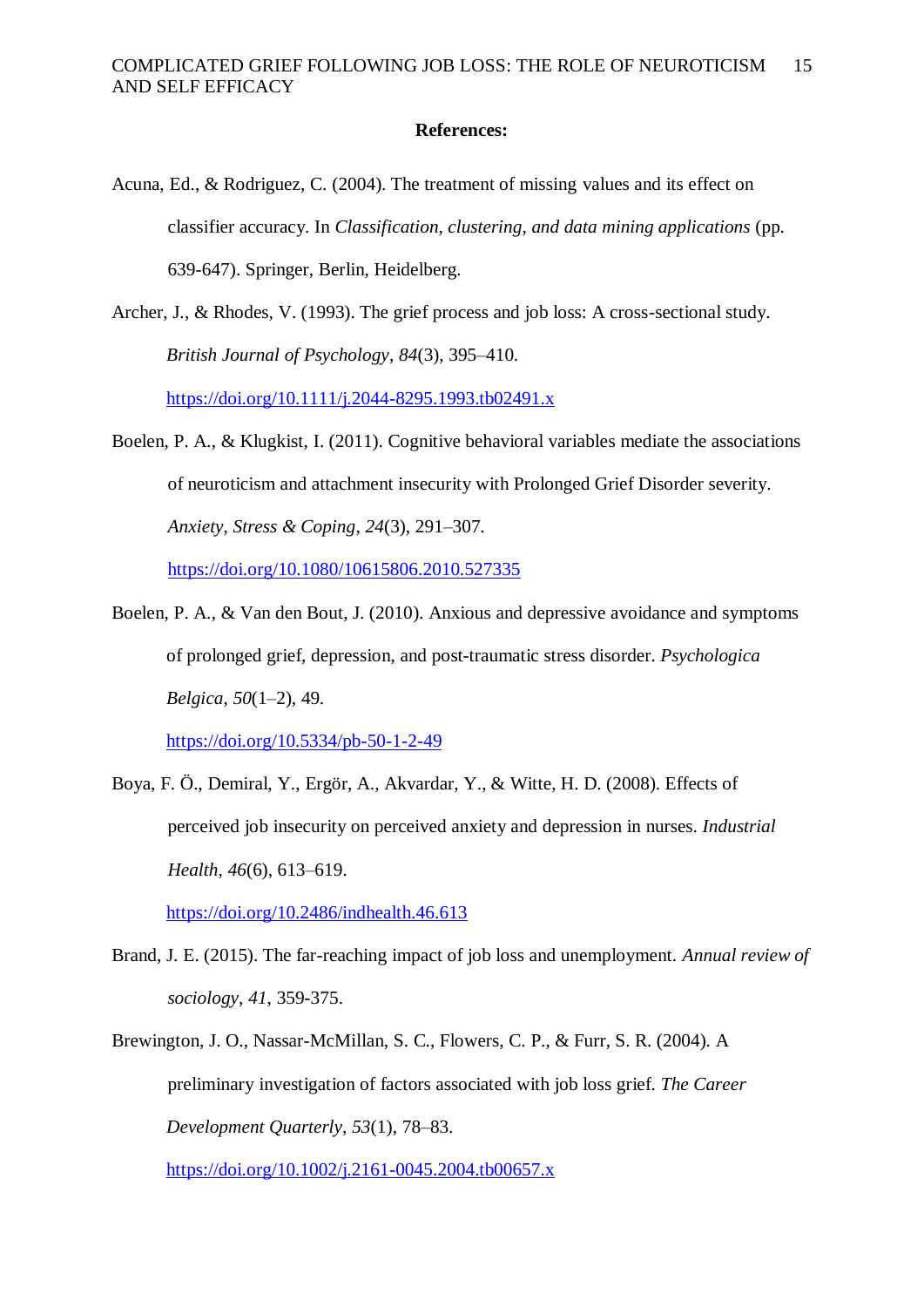**References:**

Acuna, Ed., & Rodriguez, C. (2004). The treatment of missing values and its effect on classifier accuracy. In *Classification, clustering, and data mining applications* (pp. 639-647). Springer, Berlin, Heidelberg.

Archer, J., & Rhodes, V. (1993). The grief process and job loss: A cross-sectional study. *British Journal of Psychology*, *84*(3), 395–410. https://doi.org/10.1111/j.2044-8295.1993.tb02491.x

Boelen, P. A., & Klugkist, I. (2011). Cognitive behavioral variables mediate the associations of neuroticism and attachment insecurity with Prolonged Grief Disorder severity. *Anxiety, Stress & Coping*, *24*(3), 291–307. https://doi.org/10.1080/10615806.2010.527335

Boelen, P. A., & Van den Bout, J. (2010). Anxious and depressive avoidance and symptoms of prolonged grief, depression, and post-traumatic stress disorder. *Psychologica Belgica*, *50*(1–2), 49. https://doi.org/10.5334/pb-50-1-2-49

Boya, F. Ö., Demiral, Y., Ergör, A., Akvardar, Y., & Witte, H. D. (2008). Effects of perceived job insecurity on perceived anxiety and depression in nurses. *Industrial Health*, *46*(6), 613–619. https://doi.org/10.2486/indhealth.46.613

Brand, J. E. (2015). The far-reaching impact of job loss and unemployment. *Annual review of sociology*, *41*, 359-375.

Brewington, J. O., Nassar-McMillan, S. C., Flowers, C. P., & Furr, S. R. (2004). A preliminary investigation of factors associated with job loss grief. *The Career Development Quarterly*, *53*(1), 78–83. https://doi.org/10.1002/j.2161-0045.2004.tb00657.x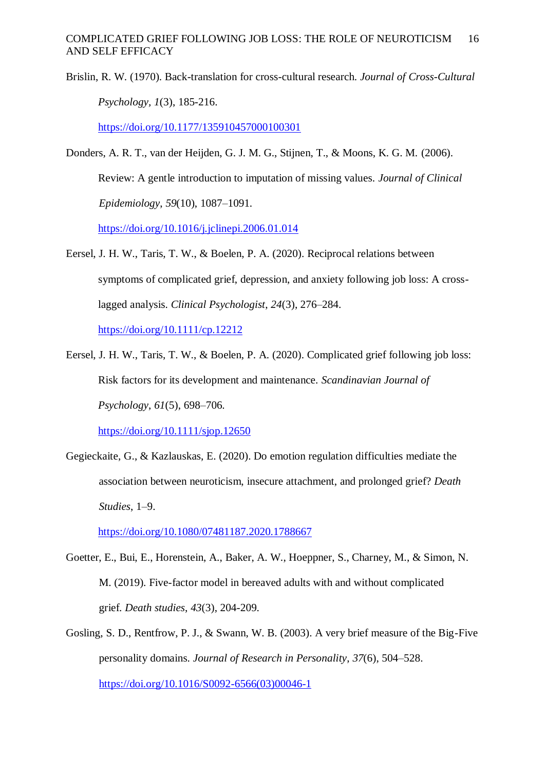Brislin, R. W. (1970). Back-translation for cross-cultural research. *Journal of Cross-Cultural Psychology, 1*(3), 185-216. https://doi.org/10.1177/135910457000100301

Donders, A. R. T., van der Heijden, G. J. M. G., Stijnen, T., & Moons, K. G. M. (2006). Review: A gentle introduction to imputation of missing values. *Journal of Clinical Epidemiology*, *59*(10), 1087–1091. https://doi.org/10.1016/j.jclinepi.2006.01.014

Eersel, J. H. W., Taris, T. W., & Boelen, P. A. (2020). Reciprocal relations between symptoms of complicated grief, depression, and anxiety following job loss: A cross-lagged analysis. *Clinical Psychologist, 24*(3), 276–284. https://doi.org/10.1111/cp.12212

Eersel, J. H. W., Taris, T. W., & Boelen, P. A. (2020). Complicated grief following job loss: Risk factors for its development and maintenance. *Scandinavian Journal of Psychology*, *61*(5), 698–706. https://doi.org/10.1111/sjop.12650

Gegieckaite, G., & Kazlauskas, E. (2020). Do emotion regulation difficulties mediate the association between neuroticism, insecure attachment, and prolonged grief? *Death Studies*, 1–9. https://doi.org/10.1080/07481187.2020.1788667

Goetter, E., Bui, E., Horenstein, A., Baker, A. W., Hoeppner, S., Charney, M., & Simon, N. M. (2019). Five-factor model in bereaved adults with and without complicated grief. *Death studies*, *43*(3), 204-209.

Gosling, S. D., Rentfrow, P. J., & Swann, W. B. (2003). A very brief measure of the Big-Five personality domains. *Journal of Research in Personality*, *37*(6), 504–528. https://doi.org/10.1016/S0092-6566(03)00046-1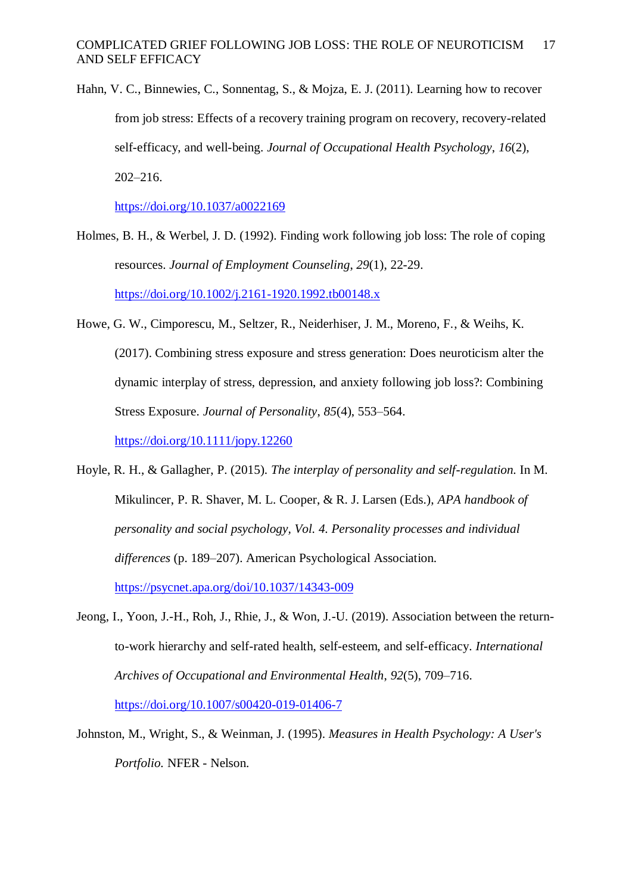Hahn, V. C., Binnewies, C., Sonnentag, S., & Mojza, E. J. (2011). Learning how to recover from job stress: Effects of a recovery training program on recovery, recovery-related self-efficacy, and well-being. *Journal of Occupational Health Psychology*, *16*(2), 202–216. https://doi.org/10.1037/a0022169

Holmes, B. H., & Werbel, J. D. (1992). Finding work following job loss: The role of coping resources. *Journal of Employment Counseling*, *29*(1), 22-29. https://doi.org/10.1002/j.2161-1920.1992.tb00148.x

Howe, G. W., Cimporescu, M., Seltzer, R., Neiderhiser, J. M., Moreno, F., & Weihs, K. (2017). Combining stress exposure and stress generation: Does neuroticism alter the dynamic interplay of stress, depression, and anxiety following job loss?: Combining Stress Exposure. *Journal of Personality*, *85*(4), 553–564. https://doi.org/10.1111/jopy.12260

Hoyle, R. H., & Gallagher, P. (2015). *The interplay of personality and self-regulation.* In M. Mikulincer, P. R. Shaver, M. L. Cooper, & R. J. Larsen (Eds.), *APA handbook of personality and social psychology, Vol. 4. Personality processes and individual differences* (p. 189–207). American Psychological Association. https://psycnet.apa.org/doi/10.1037/14343-009

Jeong, I., Yoon, J.-H., Roh, J., Rhie, J., & Won, J.-U. (2019). Association between the return-to-work hierarchy and self-rated health, self-esteem, and self-efficacy. *International Archives of Occupational and Environmental Health*, *92*(5), 709–716. https://doi.org/10.1007/s00420-019-01406-7

Johnston, M., Wright, S., & Weinman, J. (1995). *Measures in Health Psychology: A User's Portfolio.* NFER - Nelson.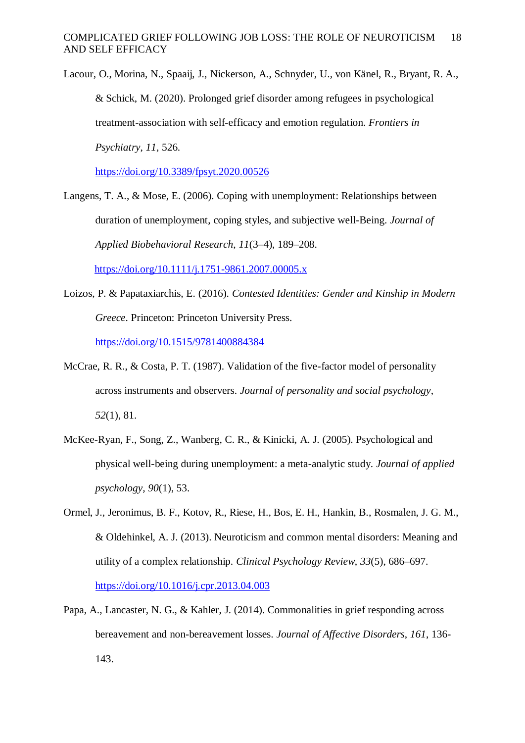Lacour, O., Morina, N., Spaaij, J., Nickerson, A., Schnyder, U., von Känel, R., Bryant, R. A., & Schick, M. (2020). Prolonged grief disorder among refugees in psychological treatment-association with self-efficacy and emotion regulation. *Frontiers in Psychiatry*, *11*, 526. https://doi.org/10.3389/fpsyt.2020.00526

Langens, T. A., & Mose, E. (2006). Coping with unemployment: Relationships between duration of unemployment, coping styles, and subjective well-Being. *Journal of Applied Biobehavioral Research*, *11*(3–4), 189–208. https://doi.org/10.1111/j.1751-9861.2007.00005.x

Loizos, P. & Papataxiarchis, E. (2016). *Contested Identities: Gender and Kinship in Modern Greece*. Princeton: Princeton University Press. https://doi.org/10.1515/9781400884384

McCrae, R. R., & Costa, P. T. (1987). Validation of the five-factor model of personality across instruments and observers. *Journal of personality and social psychology*, *52*(1), 81.

McKee-Ryan, F., Song, Z., Wanberg, C. R., & Kinicki, A. J. (2005). Psychological and physical well-being during unemployment: a meta-analytic study. *Journal of applied psychology*, *90*(1), 53.

Ormel, J., Jeronimus, B. F., Kotov, R., Riese, H., Bos, E. H., Hankin, B., Rosmalen, J. G. M., & Oldehinkel, A. J. (2013). Neuroticism and common mental disorders: Meaning and utility of a complex relationship. *Clinical Psychology Review*, *33*(5), 686–697. https://doi.org/10.1016/j.cpr.2013.04.003

Papa, A., Lancaster, N. G., & Kahler, J. (2014). Commonalities in grief responding across bereavement and non-bereavement losses. *Journal of Affective Disorders*, *161*, 136-143.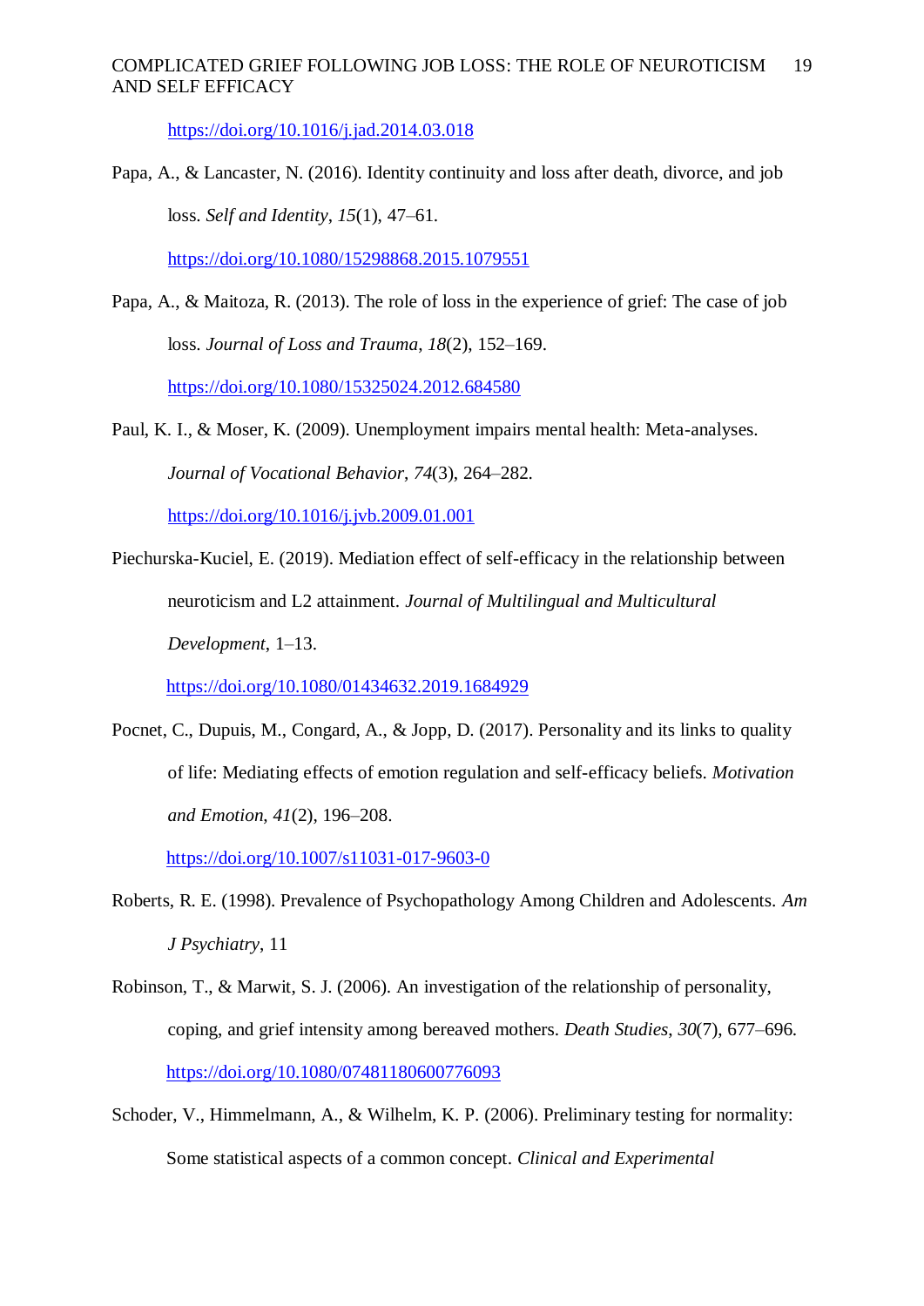https://doi.org/10.1016/j.jad.2014.03.018

Papa, A., & Lancaster, N. (2016). Identity continuity and loss after death, divorce, and job loss. *Self and Identity*, *15*(1), 47–61. https://doi.org/10.1080/15298868.2015.1079551

Papa, A., & Maitoza, R. (2013). The role of loss in the experience of grief: The case of job loss. *Journal of Loss and Trauma*, *18*(2), 152–169. https://doi.org/10.1080/15325024.2012.684580

Paul, K. I., & Moser, K. (2009). Unemployment impairs mental health: Meta-analyses. *Journal of Vocational Behavior*, *74*(3), 264–282. https://doi.org/10.1016/j.jvb.2009.01.001

Piechurska-Kuciel, E. (2019). Mediation effect of self-efficacy in the relationship between neuroticism and L2 attainment. *Journal of Multilingual and Multicultural Development*, 1–13. https://doi.org/10.1080/01434632.2019.1684929

Pocnet, C., Dupuis, M., Congard, A., & Jopp, D. (2017). Personality and its links to quality of life: Mediating effects of emotion regulation and self-efficacy beliefs. *Motivation and Emotion*, *41*(2), 196–208. https://doi.org/10.1007/s11031-017-9603-0

Roberts, R. E. (1998). Prevalence of Psychopathology Among Children and Adolescents. *Am J Psychiatry*, 11

Robinson, T., & Marwit, S. J. (2006). An investigation of the relationship of personality, coping, and grief intensity among bereaved mothers. *Death Studies*, *30*(7), 677–696. https://doi.org/10.1080/07481180600776093

Schoder, V., Himmelmann, A., & Wilhelm, K. P. (2006). Preliminary testing for normality: Some statistical aspects of a common concept. *Clinical and Experimental*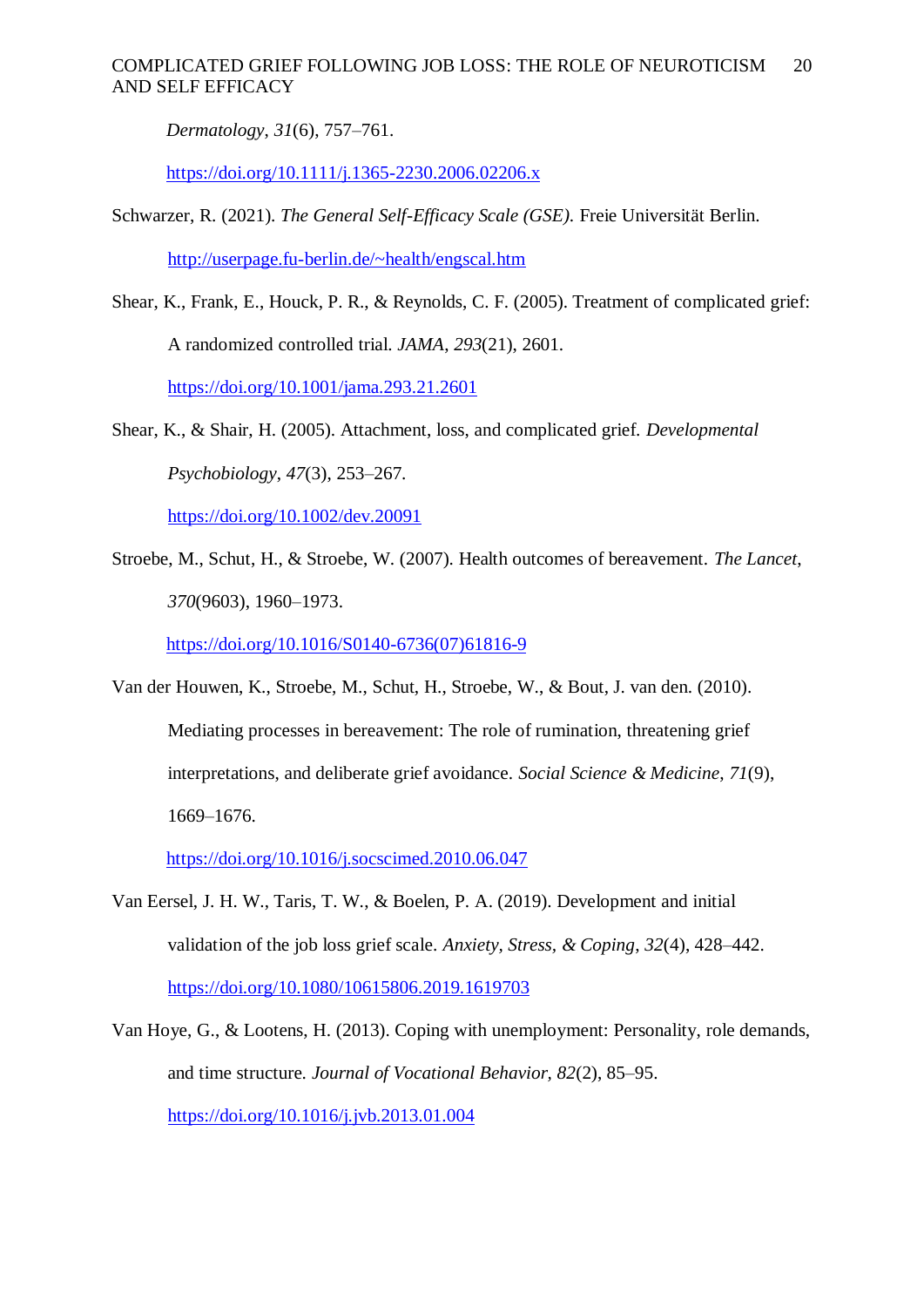*Dermatology*, *31*(6), 757–761. https://doi.org/10.1111/j.1365-2230.2006.02206.x

Schwarzer, R. (2021). *The General Self-Efficacy Scale (GSE).* Freie Universität Berlin. http://userpage.fu-berlin.de/~health/engscal.htm

Shear, K., Frank, E., Houck, P. R., & Reynolds, C. F. (2005). Treatment of complicated grief: A randomized controlled trial. *JAMA*, *293*(21), 2601. https://doi.org/10.1001/jama.293.21.2601

Shear, K., & Shair, H. (2005). Attachment, loss, and complicated grief. *Developmental Psychobiology*, *47*(3), 253–267. https://doi.org/10.1002/dev.20091

Stroebe, M., Schut, H., & Stroebe, W. (2007). Health outcomes of bereavement. *The Lancet*, *370*(9603), 1960–1973. https://doi.org/10.1016/S0140-6736(07)61816-9

Van der Houwen, K., Stroebe, M., Schut, H., Stroebe, W., & Bout, J. van den. (2010). Mediating processes in bereavement: The role of rumination, threatening grief interpretations, and deliberate grief avoidance. *Social Science & Medicine*, *71*(9), 1669–1676. https://doi.org/10.1016/j.socscimed.2010.06.047

Van Eersel, J. H. W., Taris, T. W., & Boelen, P. A. (2019). Development and initial validation of the job loss grief scale. *Anxiety, Stress, & Coping*, *32*(4), 428–442. https://doi.org/10.1080/10615806.2019.1619703

Van Hoye, G., & Lootens, H. (2013). Coping with unemployment: Personality, role demands, and time structure. *Journal of Vocational Behavior, 82*(2), 85–95. https://doi.org/10.1016/j.jvb.2013.01.004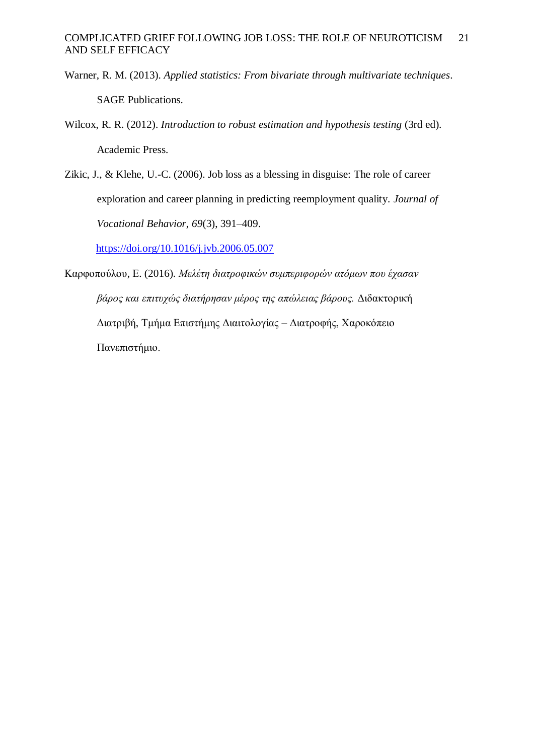Warner, R. M. (2013). *Applied statistics: From bivariate through multivariate techniques*. SAGE Publications.

Wilcox, R. R. (2012). *Introduction to robust estimation and hypothesis testing* (3rd ed). Academic Press.

Zikic, J., & Klehe, U.-C. (2006). Job loss as a blessing in disguise: The role of career exploration and career planning in predicting reemployment quality. *Journal of Vocational Behavior*, *69*(3), 391–409. https://doi.org/10.1016/j.jvb.2006.05.007

Καρφοπούλου, Ε. (2016). *Μελέτη διατροφικών συμπεριφορών ατόμων που έχασαν βάρος και επιτυχώς διατήρησαν μέρος της απώλειας βάρους.* Διδακτορική Διατριβή, Τμήμα Επιστήμης Διαιτολογίας – Διατροφής, Χαροκόπειο Πανεπιστήμιο.